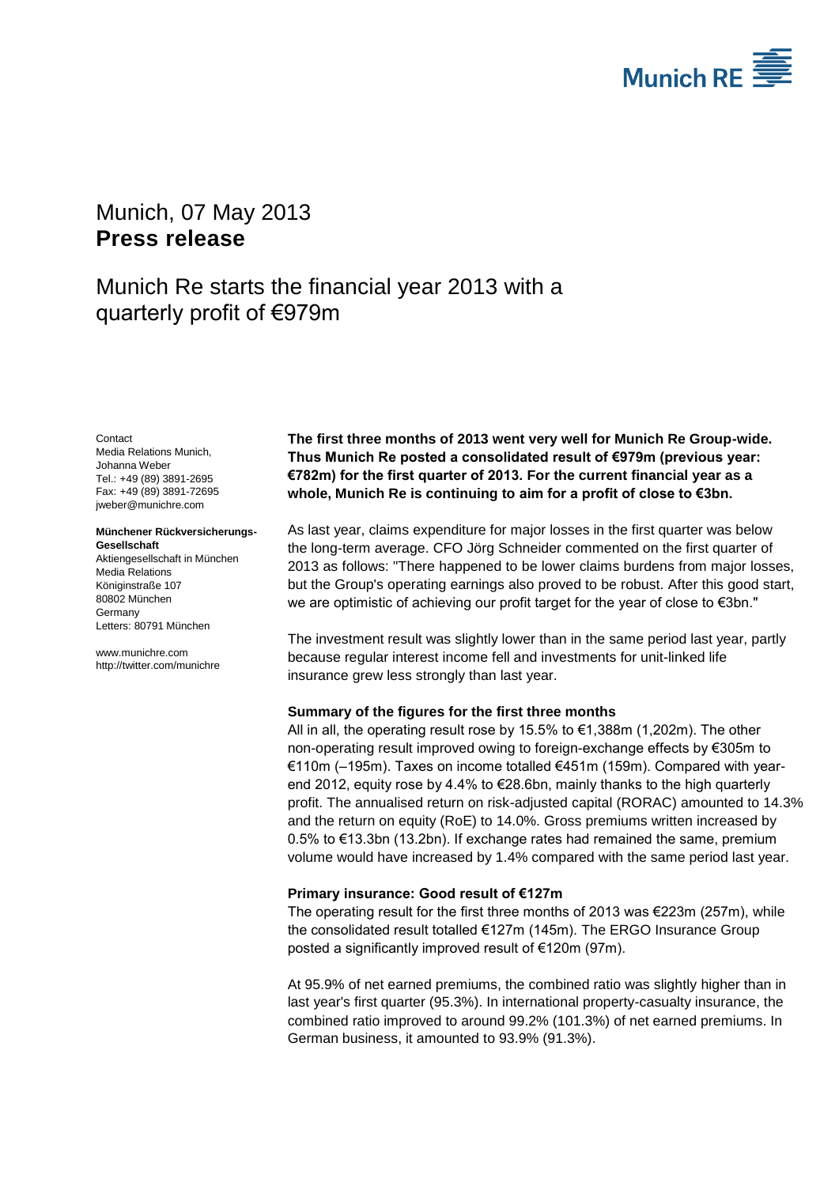Munich, 07 May 2013

**Press release**

# Munich Re starts the financial year 2013 with a quarterly profit of €979m

Contact
Media Relations Munich,
Johanna Weber
Tel.: +49 (89) 3891-2695
Fax: +49 (89) 3891-72695
jweber@munichre.com

**Münchener Rückversicherungs-Gesellschaft**
Aktiengesellschaft in München
Media Relations
Königinstraße 107
80802 München
Germany
Letters: 80791 München

www.munichre.com
http://twitter.com/munichre

**The first three months of 2013 went very well for Munich Re Group-wide. Thus Munich Re posted a consolidated result of €979m (previous year: €782m) for the first quarter of 2013. For the current financial year as a whole, Munich Re is continuing to aim for a profit of close to €3bn.**

As last year, claims expenditure for major losses in the first quarter was below the long-term average. CFO Jörg Schneider commented on the first quarter of 2013 as follows: "There happened to be lower claims burdens from major losses, but the Group's operating earnings also proved to be robust. After this good start, we are optimistic of achieving our profit target for the year of close to €3bn."

The investment result was slightly lower than in the same period last year, partly because regular interest income fell and investments for unit-linked life insurance grew less strongly than last year.

### Summary of the figures for the first three months

All in all, the operating result rose by 15.5% to €1,388m (1,202m). The other non-operating result improved owing to foreign-exchange effects by €305m to €110m (–195m). Taxes on income totalled €451m (159m). Compared with year-end 2012, equity rose by 4.4% to €28.6bn, mainly thanks to the high quarterly profit. The annualised return on risk-adjusted capital (RORAC) amounted to 14.3% and the return on equity (RoE) to 14.0%. Gross premiums written increased by 0.5% to €13.3bn (13.2bn). If exchange rates had remained the same, premium volume would have increased by 1.4% compared with the same period last year.

### Primary insurance: Good result of €127m

The operating result for the first three months of 2013 was €223m (257m), while the consolidated result totalled €127m (145m). The ERGO Insurance Group posted a significantly improved result of €120m (97m).

At 95.9% of net earned premiums, the combined ratio was slightly higher than in last year's first quarter (95.3%). In international property-casualty insurance, the combined ratio improved to around 99.2% (101.3%) of net earned premiums. In German business, it amounted to 93.9% (91.3%).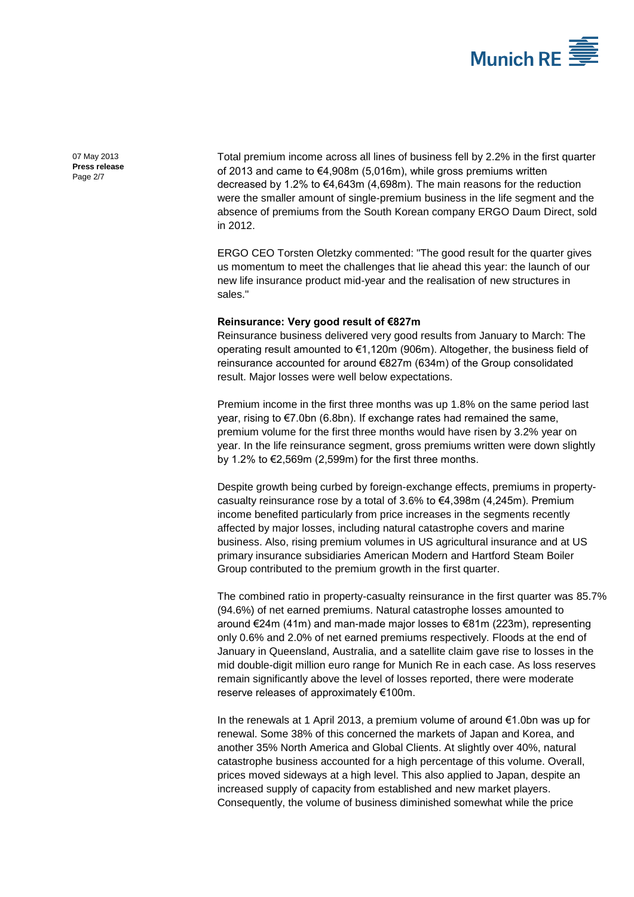Total premium income across all lines of business fell by 2.2% in the first quarter of 2013 and came to €4,908m (5,016m), while gross premiums written decreased by 1.2% to €4,643m (4,698m). The main reasons for the reduction were the smaller amount of single-premium business in the life segment and the absence of premiums from the South Korean company ERGO Daum Direct, sold in 2012.

ERGO CEO Torsten Oletzky commented: "The good result for the quarter gives us momentum to meet the challenges that lie ahead this year: the launch of our new life insurance product mid-year and the realisation of new structures in sales."

**Reinsurance: Very good result of €827m**

Reinsurance business delivered very good results from January to March: The operating result amounted to €1,120m (906m). Altogether, the business field of reinsurance accounted for around €827m (634m) of the Group consolidated result. Major losses were well below expectations.

Premium income in the first three months was up 1.8% on the same period last year, rising to €7.0bn (6.8bn). If exchange rates had remained the same, premium volume for the first three months would have risen by 3.2% year on year. In the life reinsurance segment, gross premiums written were down slightly by 1.2% to €2,569m (2,599m) for the first three months.

Despite growth being curbed by foreign-exchange effects, premiums in property-casualty reinsurance rose by a total of 3.6% to €4,398m (4,245m). Premium income benefited particularly from price increases in the segments recently affected by major losses, including natural catastrophe covers and marine business. Also, rising premium volumes in US agricultural insurance and at US primary insurance subsidiaries American Modern and Hartford Steam Boiler Group contributed to the premium growth in the first quarter.

The combined ratio in property-casualty reinsurance in the first quarter was 85.7% (94.6%) of net earned premiums. Natural catastrophe losses amounted to around €24m (41m) and man-made major losses to €81m (223m), representing only 0.6% and 2.0% of net earned premiums respectively. Floods at the end of January in Queensland, Australia, and a satellite claim gave rise to losses in the mid double-digit million euro range for Munich Re in each case. As loss reserves remain significantly above the level of losses reported, there were moderate reserve releases of approximately €100m.

In the renewals at 1 April 2013, a premium volume of around €1.0bn was up for renewal. Some 38% of this concerned the markets of Japan and Korea, and another 35% North America and Global Clients. At slightly over 40%, natural catastrophe business accounted for a high percentage of this volume. Overall, prices moved sideways at a high level. This also applied to Japan, despite an increased supply of capacity from established and new market players. Consequently, the volume of business diminished somewhat while the price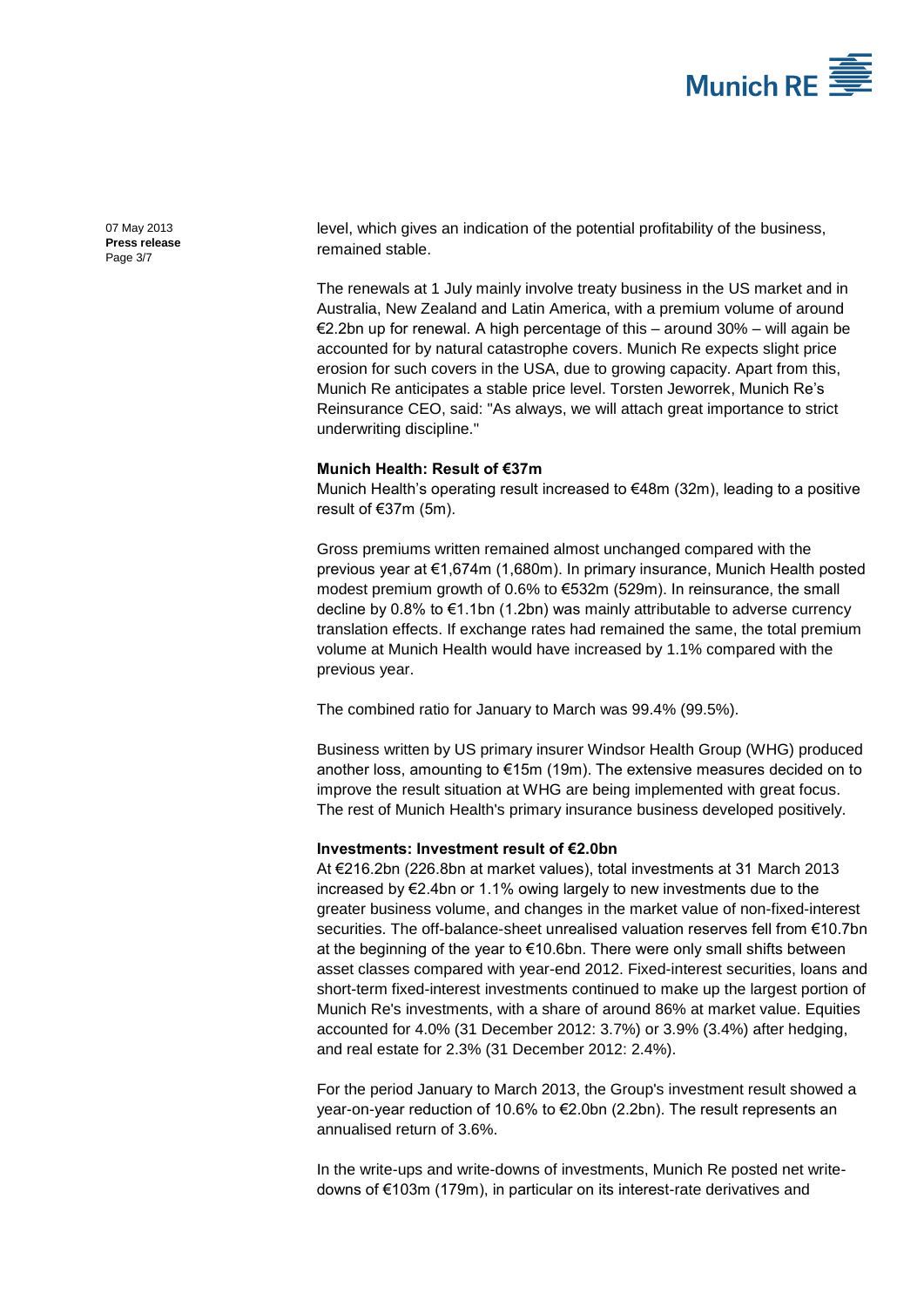level, which gives an indication of the potential profitability of the business, remained stable.

The renewals at 1 July mainly involve treaty business in the US market and in Australia, New Zealand and Latin America, with a premium volume of around €2.2bn up for renewal. A high percentage of this – around 30% – will again be accounted for by natural catastrophe covers. Munich Re expects slight price erosion for such covers in the USA, due to growing capacity. Apart from this, Munich Re anticipates a stable price level. Torsten Jeworrek, Munich Re's Reinsurance CEO, said: "As always, we will attach great importance to strict underwriting discipline."

**Munich Health: Result of €37m**

Munich Health's operating result increased to €48m (32m), leading to a positive result of €37m (5m).

Gross premiums written remained almost unchanged compared with the previous year at €1,674m (1,680m). In primary insurance, Munich Health posted modest premium growth of 0.6% to €532m (529m). In reinsurance, the small decline by 0.8% to €1.1bn (1.2bn) was mainly attributable to adverse currency translation effects. If exchange rates had remained the same, the total premium volume at Munich Health would have increased by 1.1% compared with the previous year.

The combined ratio for January to March was 99.4% (99.5%).

Business written by US primary insurer Windsor Health Group (WHG) produced another loss, amounting to €15m (19m). The extensive measures decided on to improve the result situation at WHG are being implemented with great focus. The rest of Munich Health's primary insurance business developed positively.

**Investments: Investment result of €2.0bn**

At €216.2bn (226.8bn at market values), total investments at 31 March 2013 increased by €2.4bn or 1.1% owing largely to new investments due to the greater business volume, and changes in the market value of non-fixed-interest securities. The off-balance-sheet unrealised valuation reserves fell from €10.7bn at the beginning of the year to €10.6bn. There were only small shifts between asset classes compared with year-end 2012. Fixed-interest securities, loans and short-term fixed-interest investments continued to make up the largest portion of Munich Re's investments, with a share of around 86% at market value. Equities accounted for 4.0% (31 December 2012: 3.7%) or 3.9% (3.4%) after hedging, and real estate for 2.3% (31 December 2012: 2.4%).

For the period January to March 2013, the Group's investment result showed a year-on-year reduction of 10.6% to €2.0bn (2.2bn). The result represents an annualised return of 3.6%.

In the write-ups and write-downs of investments, Munich Re posted net write-downs of €103m (179m), in particular on its interest-rate derivatives and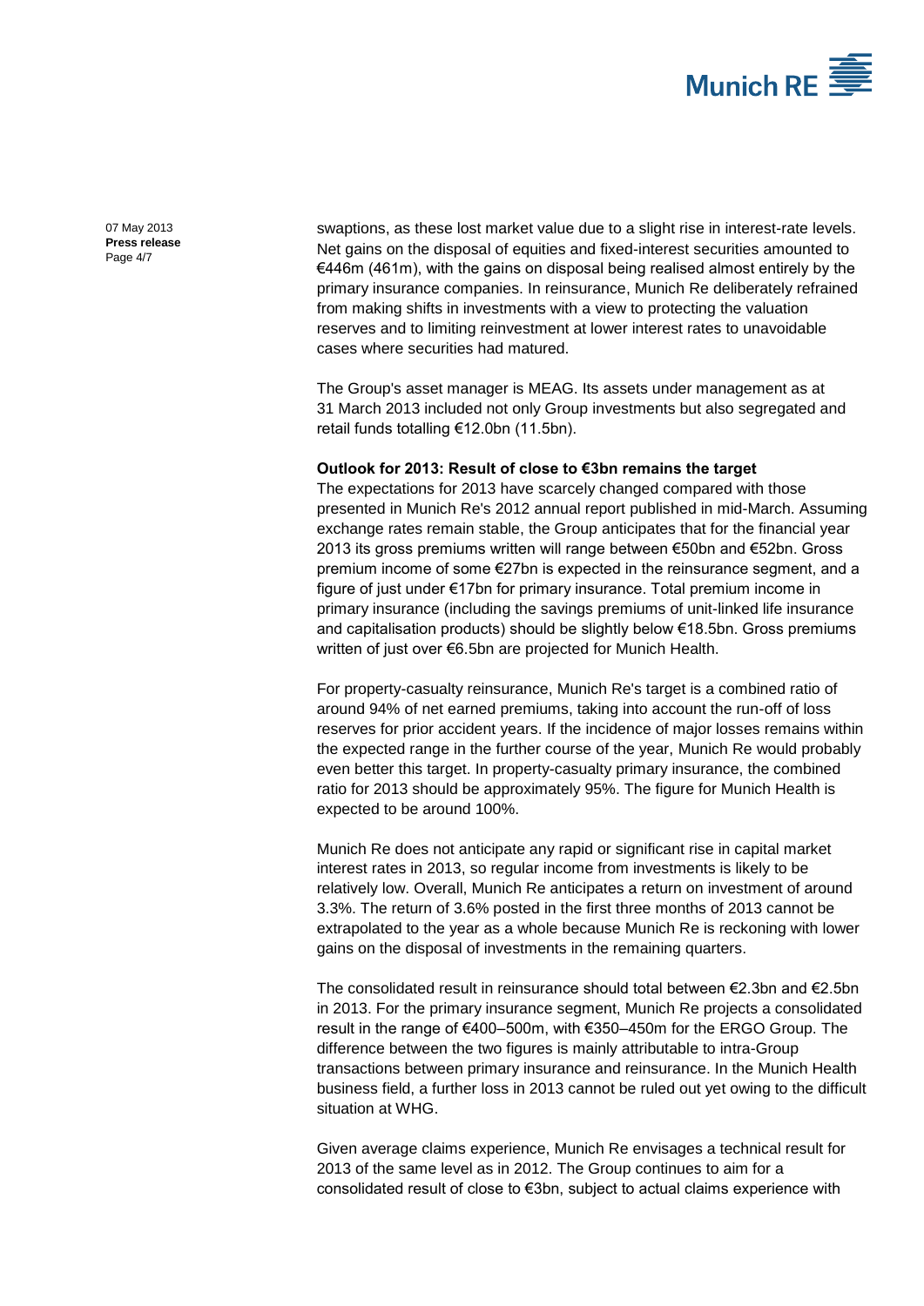swaptions, as these lost market value due to a slight rise in interest-rate levels. Net gains on the disposal of equities and fixed-interest securities amounted to €446m (461m), with the gains on disposal being realised almost entirely by the primary insurance companies. In reinsurance, Munich Re deliberately refrained from making shifts in investments with a view to protecting the valuation reserves and to limiting reinvestment at lower interest rates to unavoidable cases where securities had matured.

The Group's asset manager is MEAG. Its assets under management as at 31 March 2013 included not only Group investments but also segregated and retail funds totalling €12.0bn (11.5bn).

**Outlook for 2013: Result of close to €3bn remains the target**

The expectations for 2013 have scarcely changed compared with those presented in Munich Re's 2012 annual report published in mid-March. Assuming exchange rates remain stable, the Group anticipates that for the financial year 2013 its gross premiums written will range between €50bn and €52bn. Gross premium income of some €27bn is expected in the reinsurance segment, and a figure of just under €17bn for primary insurance. Total premium income in primary insurance (including the savings premiums of unit-linked life insurance and capitalisation products) should be slightly below €18.5bn. Gross premiums written of just over €6.5bn are projected for Munich Health.

For property-casualty reinsurance, Munich Re's target is a combined ratio of around 94% of net earned premiums, taking into account the run-off of loss reserves for prior accident years. If the incidence of major losses remains within the expected range in the further course of the year, Munich Re would probably even better this target. In property-casualty primary insurance, the combined ratio for 2013 should be approximately 95%. The figure for Munich Health is expected to be around 100%.

Munich Re does not anticipate any rapid or significant rise in capital market interest rates in 2013, so regular income from investments is likely to be relatively low. Overall, Munich Re anticipates a return on investment of around 3.3%. The return of 3.6% posted in the first three months of 2013 cannot be extrapolated to the year as a whole because Munich Re is reckoning with lower gains on the disposal of investments in the remaining quarters.

The consolidated result in reinsurance should total between €2.3bn and €2.5bn in 2013. For the primary insurance segment, Munich Re projects a consolidated result in the range of €400–500m, with €350–450m for the ERGO Group. The difference between the two figures is mainly attributable to intra-Group transactions between primary insurance and reinsurance. In the Munich Health business field, a further loss in 2013 cannot be ruled out yet owing to the difficult situation at WHG.

Given average claims experience, Munich Re envisages a technical result for 2013 of the same level as in 2012. The Group continues to aim for a consolidated result of close to €3bn, subject to actual claims experience with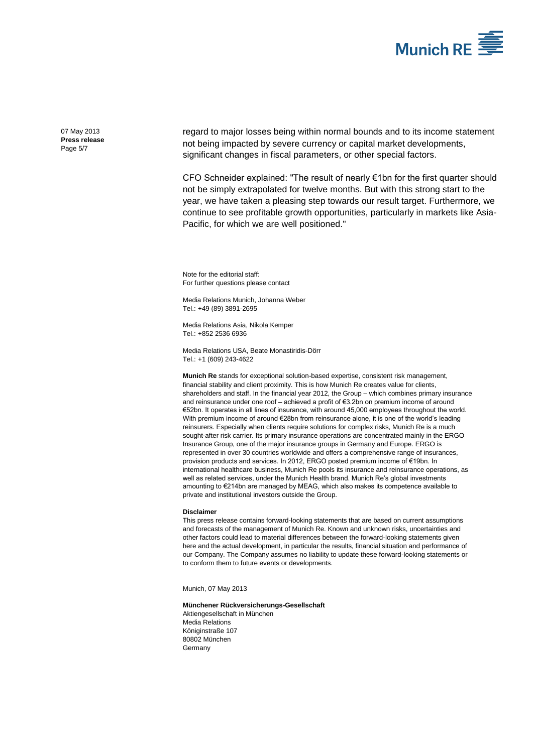regard to major losses being within normal bounds and to its income statement not being impacted by severe currency or capital market developments, significant changes in fiscal parameters, or other special factors.

CFO Schneider explained: "The result of nearly €1bn for the first quarter should not be simply extrapolated for twelve months. But with this strong start to the year, we have taken a pleasing step towards our result target. Furthermore, we continue to see profitable growth opportunities, particularly in markets like Asia-Pacific, for which we are well positioned."

Note for the editorial staff:
For further questions please contact

Media Relations Munich, Johanna Weber
Tel.: +49 (89) 3891-2695

Media Relations Asia, Nikola Kemper
Tel.: +852 2536 6936

Media Relations USA, Beate Monastiridis-Dörr
Tel.: +1 (609) 243-4622

**Munich Re** stands for exceptional solution-based expertise, consistent risk management, financial stability and client proximity. This is how Munich Re creates value for clients, shareholders and staff. In the financial year 2012, the Group – which combines primary insurance and reinsurance under one roof – achieved a profit of €3.2bn on premium income of around €52bn. It operates in all lines of insurance, with around 45,000 employees throughout the world. With premium income of around €28bn from reinsurance alone, it is one of the world's leading reinsurers. Especially when clients require solutions for complex risks, Munich Re is a much sought-after risk carrier. Its primary insurance operations are concentrated mainly in the ERGO Insurance Group, one of the major insurance groups in Germany and Europe. ERGO is represented in over 30 countries worldwide and offers a comprehensive range of insurances, provision products and services. In 2012, ERGO posted premium income of €19bn. In international healthcare business, Munich Re pools its insurance and reinsurance operations, as well as related services, under the Munich Health brand. Munich Re's global investments amounting to €214bn are managed by MEAG, which also makes its competence available to private and institutional investors outside the Group.

**Disclaimer**

This press release contains forward-looking statements that are based on current assumptions and forecasts of the management of Munich Re. Known and unknown risks, uncertainties and other factors could lead to material differences between the forward-looking statements given here and the actual development, in particular the results, financial situation and performance of our Company. The Company assumes no liability to update these forward-looking statements or to conform them to future events or developments.

Munich, 07 May 2013

**Münchener Rückversicherungs-Gesellschaft**
Aktiengesellschaft in München
Media Relations
Königinstraße 107
80802 München
Germany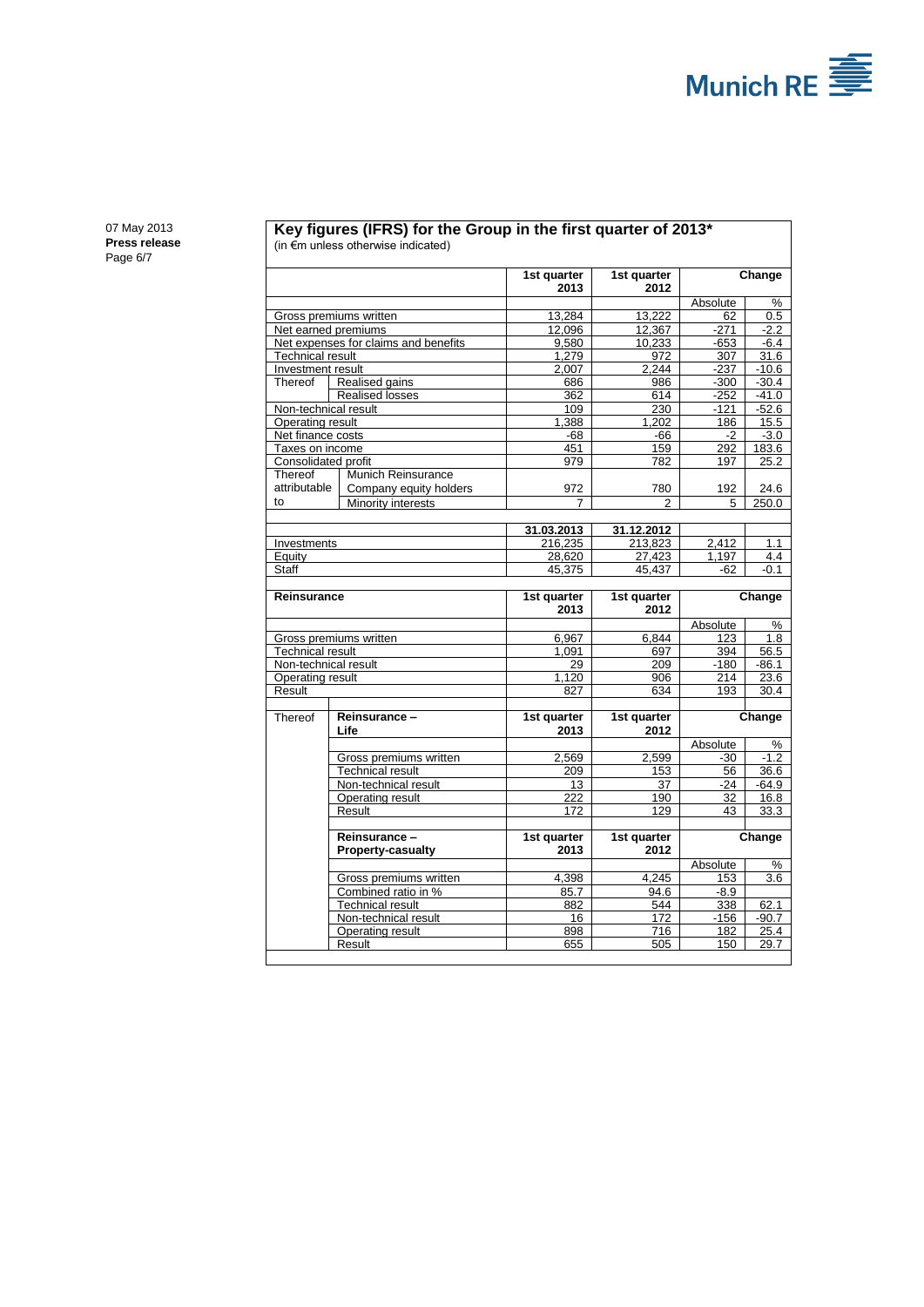07 May 2013
**Press release**

## Key figures (IFRS) for the Group in the first quarter of 2013*

(in €m unless otherwise indicated)

| | | 1st quarter 2013 | 1st quarter 2012 | Change | |
|---|---|---|---|---|---|
| | | | | Absolute | % |
| Gross premiums written | | 13,284 | 13,222 | 62 | 0.5 |
| Net earned premiums | | 12,096 | 12,367 | -271 | -2.2 |
| Net expenses for claims and benefits | | 9,580 | 10,233 | -653 | -6.4 |
| Technical result | | 1,279 | 972 | 307 | 31.6 |
| Investment result | | 2,007 | 2,244 | -237 | -10.6 |
| Thereof | Realised gains | 686 | 986 | -300 | -30.4 |
| | Realised losses | 362 | 614 | -252 | -41.0 |
| Non-technical result | | 109 | 230 | -121 | -52.6 |
| Operating result | | 1,388 | 1,202 | 186 | 15.5 |
| Net finance costs | | -68 | -66 | -2 | -3.0 |
| Taxes on income | | 451 | 159 | 292 | 183.6 |
| Consolidated profit | | 979 | 782 | 197 | 25.2 |
| Thereof attributable to | Munich Reinsurance Company equity holders | 972 | 780 | 192 | 24.6 |
| | Minority interests | 7 | 2 | 5 | 250.0 |
| | | **31.03.2013** | **31.12.2012** | | |
| Investments | | 216,235 | 213,823 | 2,412 | 1.1 |
| Equity | | 28,620 | 27,423 | 1,197 | 4.4 |
| Staff | | 45,375 | 45,437 | -62 | -0.1 |

| **Reinsurance** | | 1st quarter 2013 | 1st quarter 2012 | Change | |
|---|---|---|---|---|---|
| | | | | Absolute | % |
| Gross premiums written | | 6,967 | 6,844 | 123 | 1.8 |
| Technical result | | 1,091 | 697 | 394 | 56.5 |
| Non-technical result | | 29 | 209 | -180 | -86.1 |
| Operating result | | 1,120 | 906 | 214 | 23.6 |
| Result | | 827 | 634 | 193 | 30.4 |
| Thereof | **Reinsurance – Life** | **1st quarter 2013** | **1st quarter 2012** | **Change** | |
| | | | | Absolute | % |
| | Gross premiums written | 2,569 | 2,599 | -30 | -1.2 |
| | Technical result | 209 | 153 | 56 | 36.6 |
| | Non-technical result | 13 | 37 | -24 | -64.9 |
| | Operating result | 222 | 190 | 32 | 16.8 |
| | Result | 172 | 129 | 43 | 33.3 |
| | **Reinsurance – Property-casualty** | **1st quarter 2013** | **1st quarter 2012** | **Change** | |
| | | | | Absolute | % |
| | Gross premiums written | 4,398 | 4,245 | 153 | 3.6 |
| | Combined ratio in % | 85.7 | 94.6 | -8.9 | |
| | Technical result | 882 | 544 | 338 | 62.1 |
| | Non-technical result | 16 | 172 | -156 | -90.7 |
| | Operating result | 898 | 716 | 182 | 25.4 |
| | Result | 655 | 505 | 150 | 29.7 |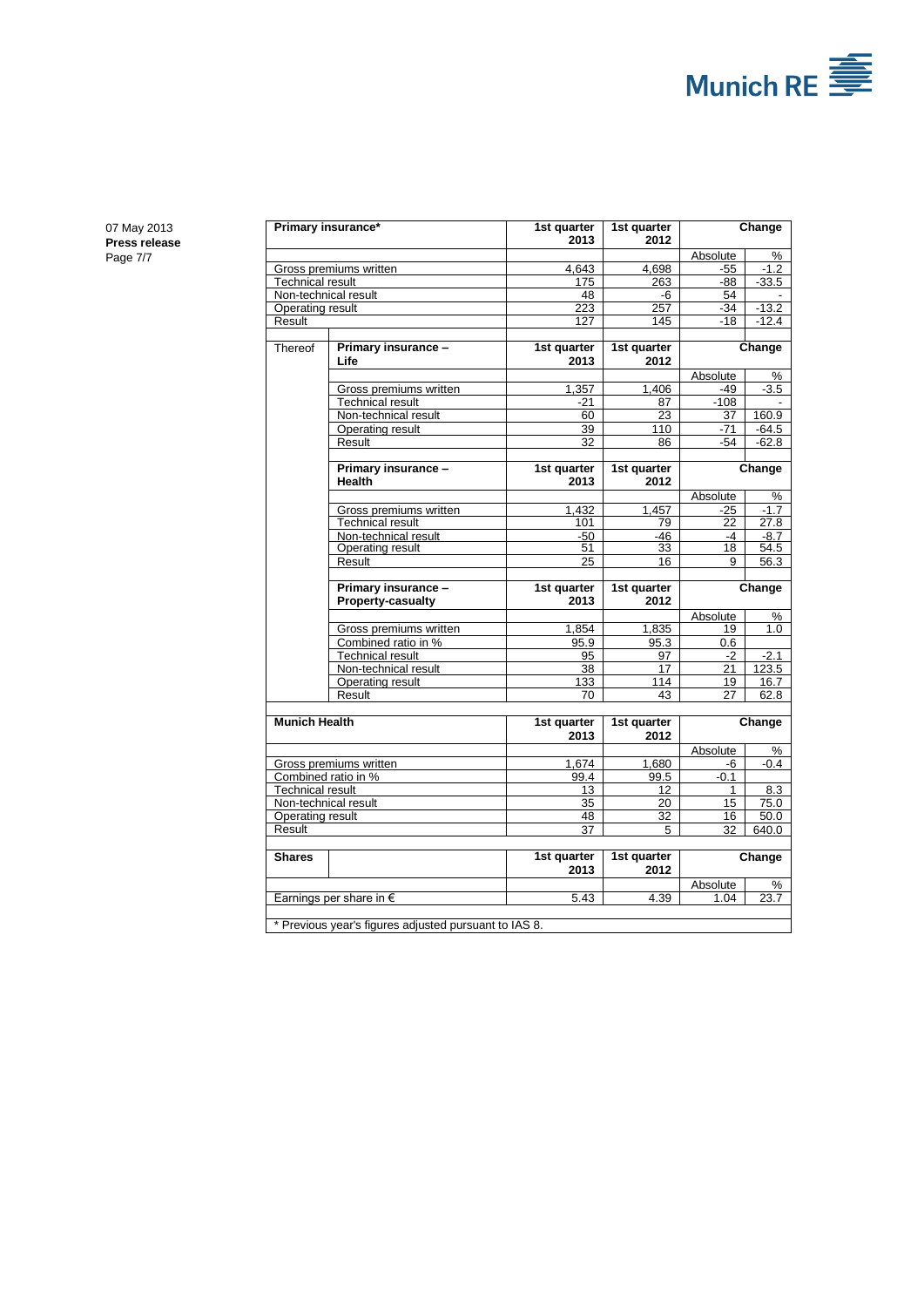07 May 2013
**Press release**

| **Primary insurance*** | | 1st quarter 2013 | 1st quarter 2012 | Change | |
|---|---|---|---|---|---|
| | | | | Absolute | % |
| Gross premiums written | | 4,643 | 4,698 | -55 | -1.2 |
| Technical result | | 175 | 263 | -88 | -33.5 |
| Non-technical result | | 48 | -6 | 54 | - |
| Operating result | | 223 | 257 | -34 | -13.2 |
| Result | | 127 | 145 | -18 | -12.4 |
| Thereof | **Primary insurance – Life** | 1st quarter 2013 | 1st quarter 2012 | Change | |
| | | | | Absolute | % |
| | Gross premiums written | 1,357 | 1,406 | -49 | -3.5 |
| | Technical result | -21 | 87 | -108 | - |
| | Non-technical result | 60 | 23 | 37 | 160.9 |
| | Operating result | 39 | 110 | -71 | -64.5 |
| | Result | 32 | 86 | -54 | -62.8 |
| | **Primary insurance – Health** | 1st quarter 2013 | 1st quarter 2012 | Change | |
| | | | | Absolute | % |
| | Gross premiums written | 1,432 | 1,457 | -25 | -1.7 |
| | Technical result | 101 | 79 | 22 | 27.8 |
| | Non-technical result | -50 | -46 | -4 | -8.7 |
| | Operating result | 51 | 33 | 18 | 54.5 |
| | Result | 25 | 16 | 9 | 56.3 |
| | **Primary insurance – Property-casualty** | 1st quarter 2013 | 1st quarter 2012 | Change | |
| | | | | Absolute | % |
| | Gross premiums written | 1,854 | 1,835 | 19 | 1.0 |
| | Combined ratio in % | 95.9 | 95.3 | 0.6 | |
| | Technical result | 95 | 97 | -2 | -2.1 |
| | Non-technical result | 38 | 17 | 21 | 123.5 |
| | Operating result | 133 | 114 | 19 | 16.7 |
| | Result | 70 | 43 | 27 | 62.8 |

| **Munich Health** | 1st quarter 2013 | 1st quarter 2012 | Change | |
|---|---|---|---|---|
| | | | Absolute | % |
| Gross premiums written | 1,674 | 1,680 | -6 | -0.4 |
| Combined ratio in % | 99.4 | 99.5 | -0.1 | |
| Technical result | 13 | 12 | 1 | 8.3 |
| Non-technical result | 35 | 20 | 15 | 75.0 |
| Operating result | 48 | 32 | 16 | 50.0 |
| Result | 37 | 5 | 32 | 640.0 |

| **Shares** | 1st quarter 2013 | 1st quarter 2012 | Change | |
|---|---|---|---|---|
| | | | Absolute | % |
| Earnings per share in € | 5.43 | 4.39 | 1.04 | 23.7 |

* Previous year's figures adjusted pursuant to IAS 8.